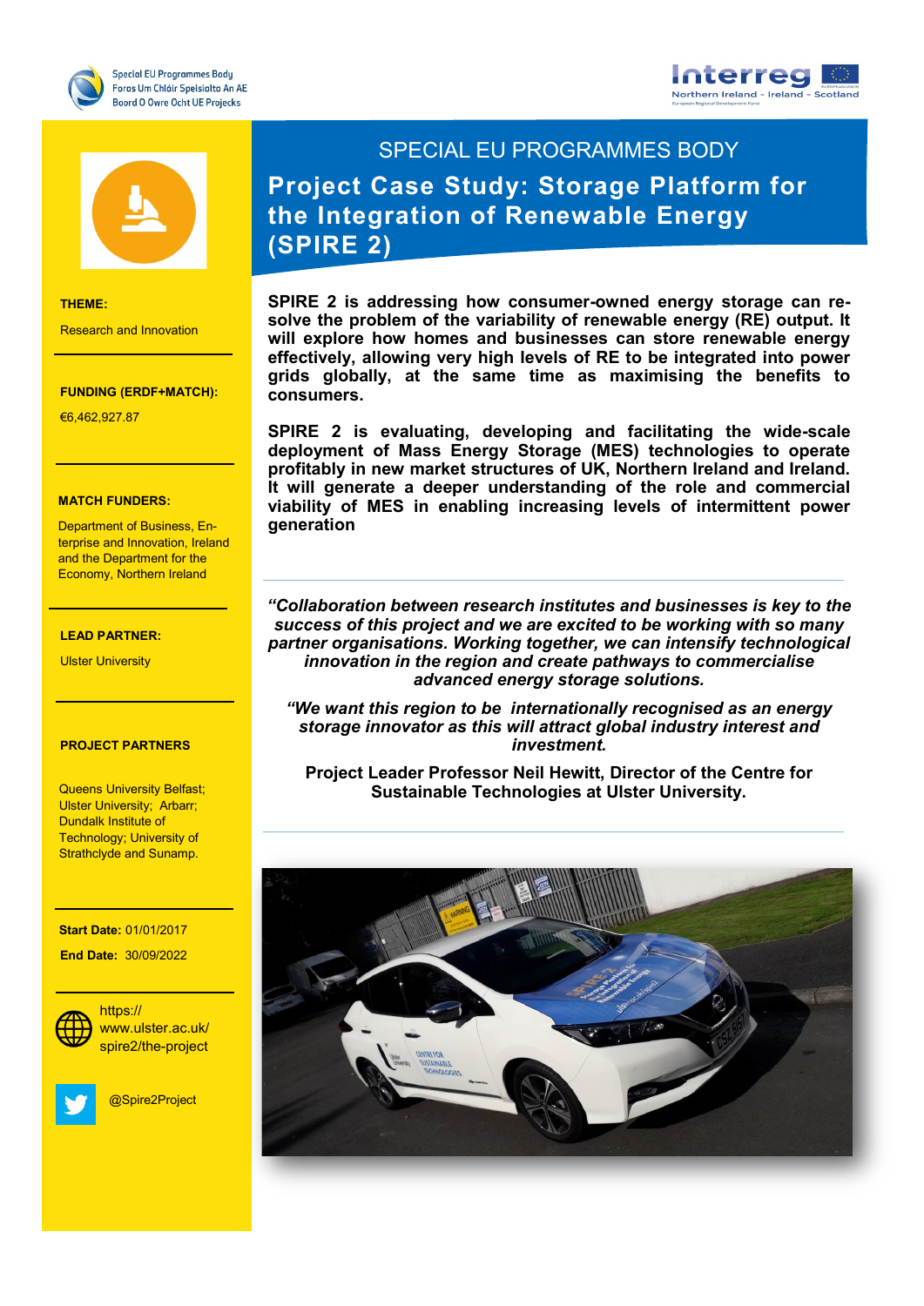Special EU Programmes Body
Foras Um Chláir Speisialta An AE
Boord O Owre Ocht UE Projecks

## SPECIAL EU PROGRAMMES BODY

# Project Case Study: Storage Platform for the Integration of Renewable Energy (SPIRE 2)

**THEME:**

Research and Innovation

**FUNDING (ERDF+MATCH):**

€6,462,927.87

**MATCH FUNDERS:**

Department of Business, Enterprise and Innovation, Ireland and the Department for the Economy, Northern Ireland

**LEAD PARTNER:**

Ulster University

**PROJECT PARTNERS**

Queens University Belfast; Ulster University; Arbarr; Dundalk Institute of Technology; University of Strathclyde and Sunamp.

**Start Date:** 01/01/2017

**End Date:** 30/09/2022

https://www.ulster.ac.uk/spire2/the-project

@Spire2Project

**SPIRE 2 is addressing how consumer-owned energy storage can resolve the problem of the variability of renewable energy (RE) output. It will explore how homes and businesses can store renewable energy effectively, allowing very high levels of RE to be integrated into power grids globally, at the same time as maximising the benefits to consumers.**

**SPIRE 2 is evaluating, developing and facilitating the wide-scale deployment of Mass Energy Storage (MES) technologies to operate profitably in new market structures of UK, Northern Ireland and Ireland. It will generate a deeper understanding of the role and commercial viability of MES in enabling increasing levels of intermittent power generation**

***"Collaboration between research institutes and businesses is key to the success of this project and we are excited to be working with so many partner organisations. Working together, we can intensify technological innovation in the region and create pathways to commercialise advanced energy storage solutions.***

***"We want this region to be internationally recognised as an energy storage innovator as this will attract global industry interest and investment.***

**Project Leader Professor Neil Hewitt, Director of the Centre for Sustainable Technologies at Ulster University.**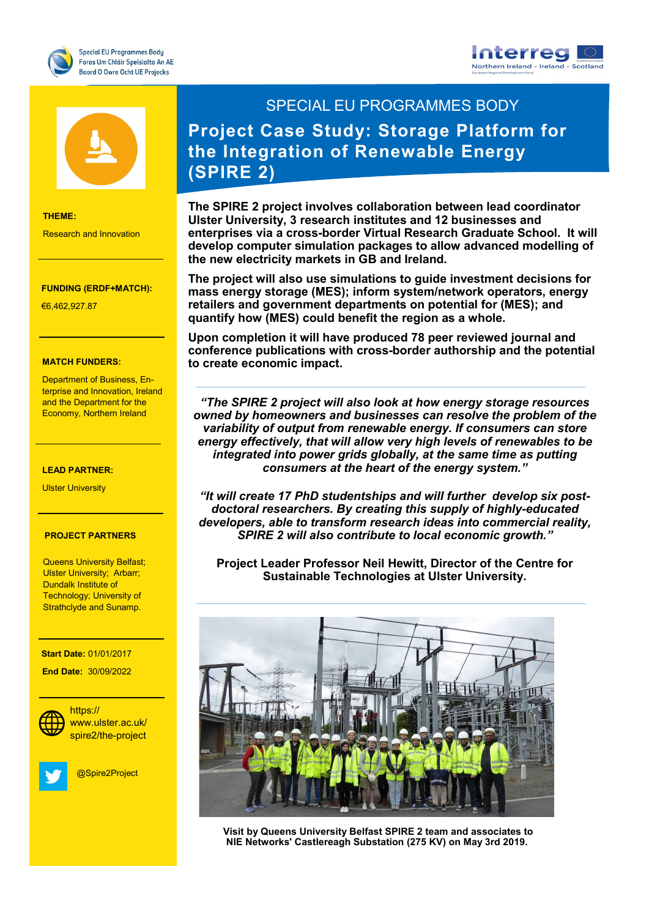Special EU Programmes Body
Foras Um Chláir Speisialta An AE
Boord O Owre Ocht UE Projecks

# SPECIAL EU PROGRAMMES BODY

## Project Case Study: Storage Platform for the Integration of Renewable Energy (SPIRE 2)

**THEME:**

Research and Innovation

**FUNDING (ERDF+MATCH):**

€6,462,927.87

**MATCH FUNDERS:**

Department of Business, Enterprise and Innovation, Ireland and the Department for the Economy, Northern Ireland

**LEAD PARTNER:**

Ulster University

**PROJECT PARTNERS**

Queens University Belfast; Ulster University; Arbarr; Dundalk Institute of Technology; University of Strathclyde and Sunamp.

**Start Date:** 01/01/2017

**End Date:** 30/09/2022

https://www.ulster.ac.uk/spire2/the-project

@Spire2Project

**The SPIRE 2 project involves collaboration between lead coordinator Ulster University, 3 research institutes and 12 businesses and enterprises via a cross-border Virtual Research Graduate School. It will develop computer simulation packages to allow advanced modelling of the new electricity markets in GB and Ireland.**

**The project will also use simulations to guide investment decisions for mass energy storage (MES); inform system/network operators, energy retailers and government departments on potential for (MES); and quantify how (MES) could benefit the region as a whole.**

**Upon completion it will have produced 78 peer reviewed journal and conference publications with cross-border authorship and the potential to create economic impact.**

***"The SPIRE 2 project will also look at how energy storage resources owned by homeowners and businesses can resolve the problem of the variability of output from renewable energy. If consumers can store energy effectively, that will allow very high levels of renewables to be integrated into power grids globally, at the same time as putting consumers at the heart of the energy system."***

***"It will create 17 PhD studentships and will further develop six post-doctoral researchers. By creating this supply of highly-educated developers, able to transform research ideas into commercial reality, SPIRE 2 will also contribute to local economic growth."***

**Project Leader Professor Neil Hewitt, Director of the Centre for Sustainable Technologies at Ulster University.**

**Visit by Queens University Belfast SPIRE 2 team and associates to NIE Networks' Castlereagh Substation (275 KV) on May 3rd 2019.**